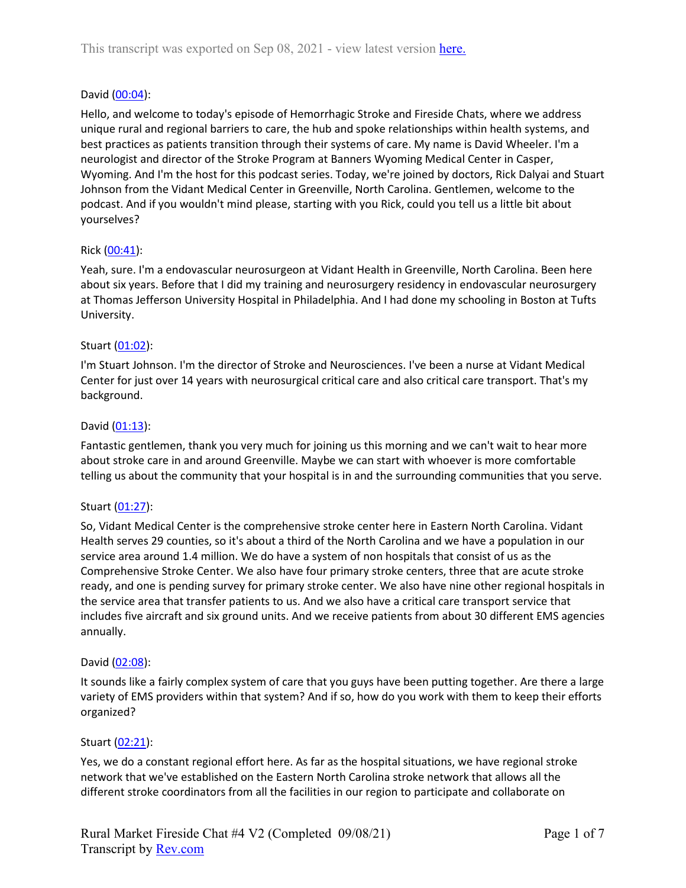This transcript was exported on Sep 08, 2021 - view latest version [here.](#)

David ([00:04](#)):

Hello, and welcome to today's episode of Hemorrhagic Stroke and Fireside Chats, where we address unique rural and regional barriers to care, the hub and spoke relationships within health systems, and best practices as patients transition through their systems of care. My name is David Wheeler. I'm a neurologist and director of the Stroke Program at Banners Wyoming Medical Center in Casper, Wyoming. And I'm the host for this podcast series. Today, we're joined by doctors, Rick Dalyai and Stuart Johnson from the Vidant Medical Center in Greenville, North Carolina. Gentlemen, welcome to the podcast. And if you wouldn't mind please, starting with you Rick, could you tell us a little bit about yourselves?

Rick ([00:41](#)):

Yeah, sure. I'm a endovascular neurosurgeon at Vidant Health in Greenville, North Carolina. Been here about six years. Before that I did my training and neurosurgery residency in endovascular neurosurgery at Thomas Jefferson University Hospital in Philadelphia. And I had done my schooling in Boston at Tufts University.

Stuart ([01:02](#)):

I'm Stuart Johnson. I'm the director of Stroke and Neurosciences. I've been a nurse at Vidant Medical Center for just over 14 years with neurosurgical critical care and also critical care transport. That's my background.

David ([01:13](#)):

Fantastic gentlemen, thank you very much for joining us this morning and we can't wait to hear more about stroke care in and around Greenville. Maybe we can start with whoever is more comfortable telling us about the community that your hospital is in and the surrounding communities that you serve.

Stuart ([01:27](#)):

So, Vidant Medical Center is the comprehensive stroke center here in Eastern North Carolina. Vidant Health serves 29 counties, so it's about a third of the North Carolina and we have a population in our service area around 1.4 million. We do have a system of non hospitals that consist of us as the Comprehensive Stroke Center. We also have four primary stroke centers, three that are acute stroke ready, and one is pending survey for primary stroke center. We also have nine other regional hospitals in the service area that transfer patients to us. And we also have a critical care transport service that includes five aircraft and six ground units. And we receive patients from about 30 different EMS agencies annually.

David ([02:08](#)):

It sounds like a fairly complex system of care that you guys have been putting together. Are there a large variety of EMS providers within that system? And if so, how do you work with them to keep their efforts organized?

Stuart ([02:21](#)):

Yes, we do a constant regional effort here. As far as the hospital situations, we have regional stroke network that we've established on the Eastern North Carolina stroke network that allows all the different stroke coordinators from all the facilities in our region to participate and collaborate on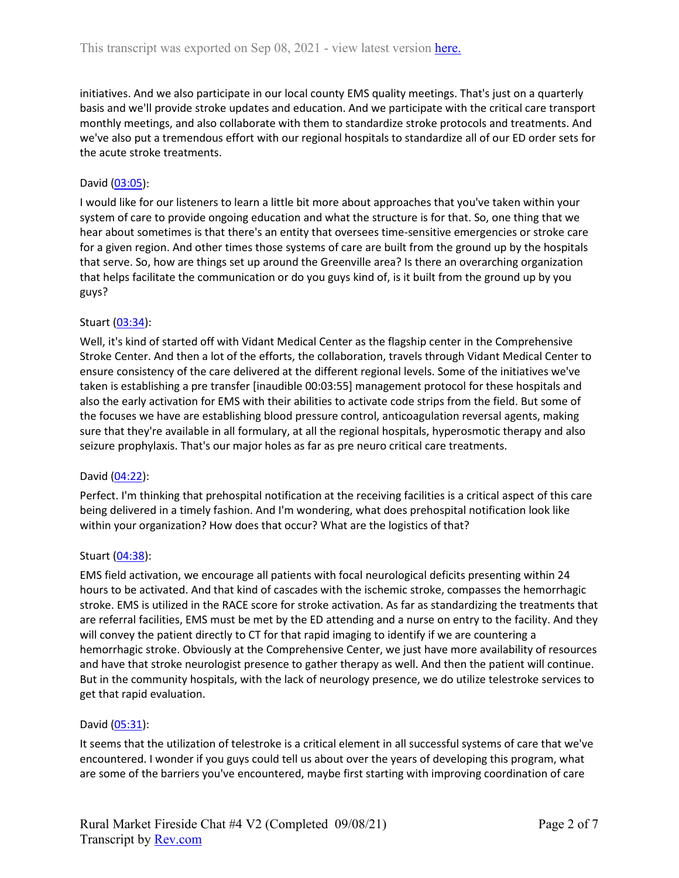initiatives. And we also participate in our local county EMS quality meetings. That's just on a quarterly basis and we'll provide stroke updates and education. And we participate with the critical care transport monthly meetings, and also collaborate with them to standardize stroke protocols and treatments. And we've also put a tremendous effort with our regional hospitals to standardize all of our ED order sets for the acute stroke treatments.

David (03:05):

I would like for our listeners to learn a little bit more about approaches that you've taken within your system of care to provide ongoing education and what the structure is for that. So, one thing that we hear about sometimes is that there's an entity that oversees time-sensitive emergencies or stroke care for a given region. And other times those systems of care are built from the ground up by the hospitals that serve. So, how are things set up around the Greenville area? Is there an overarching organization that helps facilitate the communication or do you guys kind of, is it built from the ground up by you guys?

Stuart (03:34):

Well, it's kind of started off with Vidant Medical Center as the flagship center in the Comprehensive Stroke Center. And then a lot of the efforts, the collaboration, travels through Vidant Medical Center to ensure consistency of the care delivered at the different regional levels. Some of the initiatives we've taken is establishing a pre transfer [inaudible 00:03:55] management protocol for these hospitals and also the early activation for EMS with their abilities to activate code strips from the field. But some of the focuses we have are establishing blood pressure control, anticoagulation reversal agents, making sure that they're available in all formulary, at all the regional hospitals, hyperosmotic therapy and also seizure prophylaxis. That's our major holes as far as pre neuro critical care treatments.

David (04:22):

Perfect. I'm thinking that prehospital notification at the receiving facilities is a critical aspect of this care being delivered in a timely fashion. And I'm wondering, what does prehospital notification look like within your organization? How does that occur? What are the logistics of that?

Stuart (04:38):

EMS field activation, we encourage all patients with focal neurological deficits presenting within 24 hours to be activated. And that kind of cascades with the ischemic stroke, compasses the hemorrhagic stroke. EMS is utilized in the RACE score for stroke activation. As far as standardizing the treatments that are referral facilities, EMS must be met by the ED attending and a nurse on entry to the facility. And they will convey the patient directly to CT for that rapid imaging to identify if we are countering a hemorrhagic stroke. Obviously at the Comprehensive Center, we just have more availability of resources and have that stroke neurologist presence to gather therapy as well. And then the patient will continue. But in the community hospitals, with the lack of neurology presence, we do utilize telestroke services to get that rapid evaluation.

David (05:31):

It seems that the utilization of telestroke is a critical element in all successful systems of care that we've encountered. I wonder if you guys could tell us about over the years of developing this program, what are some of the barriers you've encountered, maybe first starting with improving coordination of care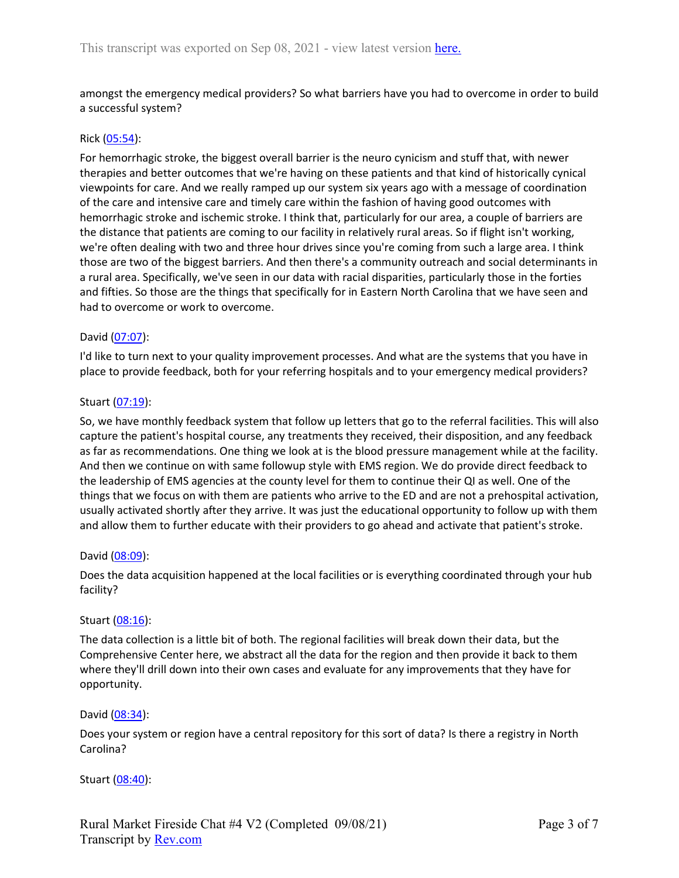amongst the emergency medical providers? So what barriers have you had to overcome in order to build a successful system?

Rick ([05:54](#)):

For hemorrhagic stroke, the biggest overall barrier is the neuro cynicism and stuff that, with newer therapies and better outcomes that we're having on these patients and that kind of historically cynical viewpoints for care. And we really ramped up our system six years ago with a message of coordination of the care and intensive care and timely care within the fashion of having good outcomes with hemorrhagic stroke and ischemic stroke. I think that, particularly for our area, a couple of barriers are the distance that patients are coming to our facility in relatively rural areas. So if flight isn't working, we're often dealing with two and three hour drives since you're coming from such a large area. I think those are two of the biggest barriers. And then there's a community outreach and social determinants in a rural area. Specifically, we've seen in our data with racial disparities, particularly those in the forties and fifties. So those are the things that specifically for in Eastern North Carolina that we have seen and had to overcome or work to overcome.

David ([07:07](#)):

I'd like to turn next to your quality improvement processes. And what are the systems that you have in place to provide feedback, both for your referring hospitals and to your emergency medical providers?

Stuart ([07:19](#)):

So, we have monthly feedback system that follow up letters that go to the referral facilities. This will also capture the patient's hospital course, any treatments they received, their disposition, and any feedback as far as recommendations. One thing we look at is the blood pressure management while at the facility. And then we continue on with same followup style with EMS region. We do provide direct feedback to the leadership of EMS agencies at the county level for them to continue their QI as well. One of the things that we focus on with them are patients who arrive to the ED and are not a prehospital activation, usually activated shortly after they arrive. It was just the educational opportunity to follow up with them and allow them to further educate with their providers to go ahead and activate that patient's stroke.

David ([08:09](#)):

Does the data acquisition happened at the local facilities or is everything coordinated through your hub facility?

Stuart ([08:16](#)):

The data collection is a little bit of both. The regional facilities will break down their data, but the Comprehensive Center here, we abstract all the data for the region and then provide it back to them where they'll drill down into their own cases and evaluate for any improvements that they have for opportunity.

David ([08:34](#)):

Does your system or region have a central repository for this sort of data? Is there a registry in North Carolina?

Stuart ([08:40](#)):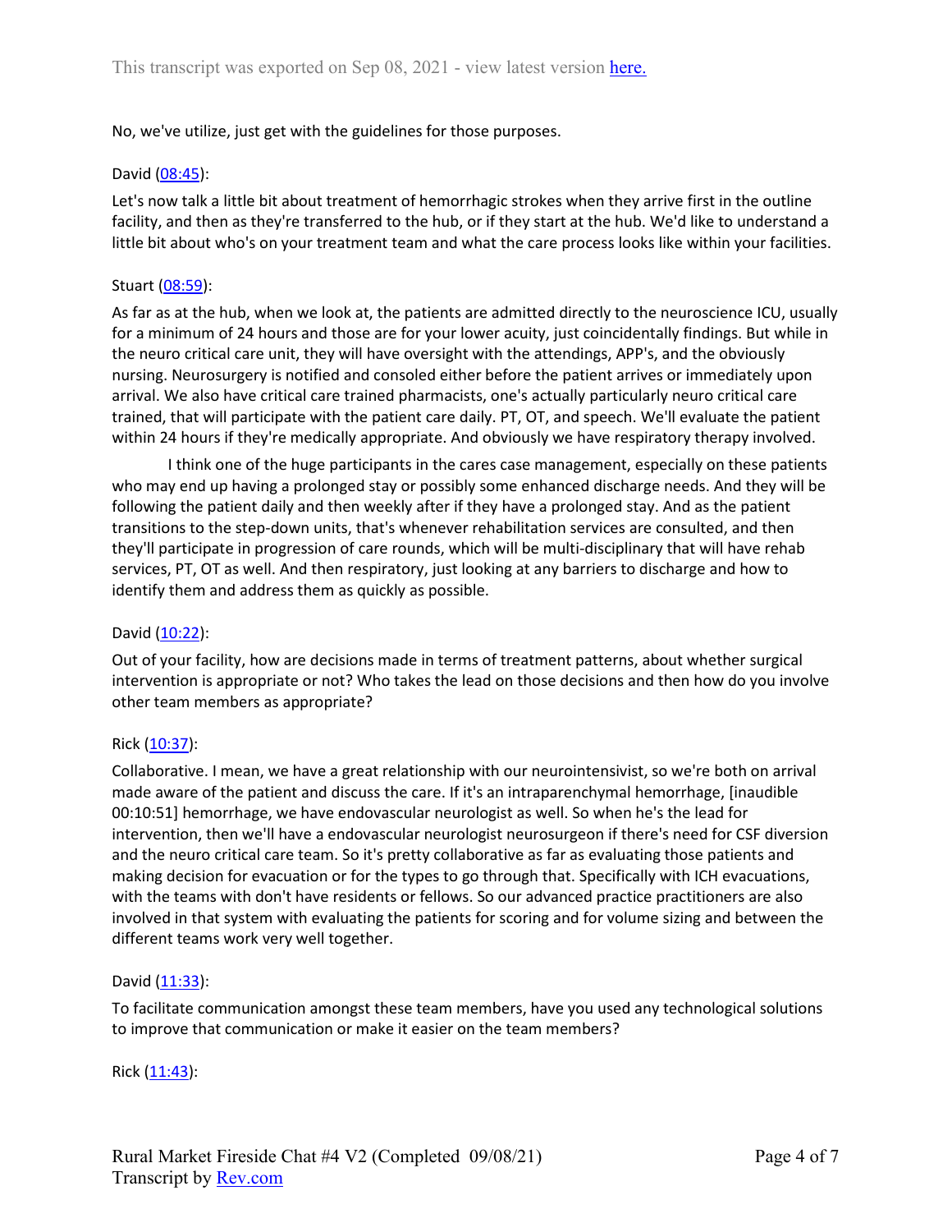No, we've utilize, just get with the guidelines for those purposes.

David ([08:45]):

Let's now talk a little bit about treatment of hemorrhagic strokes when they arrive first in the outline facility, and then as they're transferred to the hub, or if they start at the hub. We'd like to understand a little bit about who's on your treatment team and what the care process looks like within your facilities.

Stuart ([08:59]):

As far as at the hub, when we look at, the patients are admitted directly to the neuroscience ICU, usually for a minimum of 24 hours and those are for your lower acuity, just coincidentally findings. But while in the neuro critical care unit, they will have oversight with the attendings, APP's, and the obviously nursing. Neurosurgery is notified and consoled either before the patient arrives or immediately upon arrival. We also have critical care trained pharmacists, one's actually particularly neuro critical care trained, that will participate with the patient care daily. PT, OT, and speech. We'll evaluate the patient within 24 hours if they're medically appropriate. And obviously we have respiratory therapy involved.

I think one of the huge participants in the cares case management, especially on these patients who may end up having a prolonged stay or possibly some enhanced discharge needs. And they will be following the patient daily and then weekly after if they have a prolonged stay. And as the patient transitions to the step-down units, that's whenever rehabilitation services are consulted, and then they'll participate in progression of care rounds, which will be multi-disciplinary that will have rehab services, PT, OT as well. And then respiratory, just looking at any barriers to discharge and how to identify them and address them as quickly as possible.

David ([10:22]):

Out of your facility, how are decisions made in terms of treatment patterns, about whether surgical intervention is appropriate or not? Who takes the lead on those decisions and then how do you involve other team members as appropriate?

Rick ([10:37]):

Collaborative. I mean, we have a great relationship with our neurointensivist, so we're both on arrival made aware of the patient and discuss the care. If it's an intraparenchymal hemorrhage, [inaudible 00:10:51] hemorrhage, we have endovascular neurologist as well. So when he's the lead for intervention, then we'll have a endovascular neurologist neurosurgeon if there's need for CSF diversion and the neuro critical care team. So it's pretty collaborative as far as evaluating those patients and making decision for evacuation or for the types to go through that. Specifically with ICH evacuations, with the teams with don't have residents or fellows. So our advanced practice practitioners are also involved in that system with evaluating the patients for scoring and for volume sizing and between the different teams work very well together.

David ([11:33]):

To facilitate communication amongst these team members, have you used any technological solutions to improve that communication or make it easier on the team members?

Rick ([11:43]):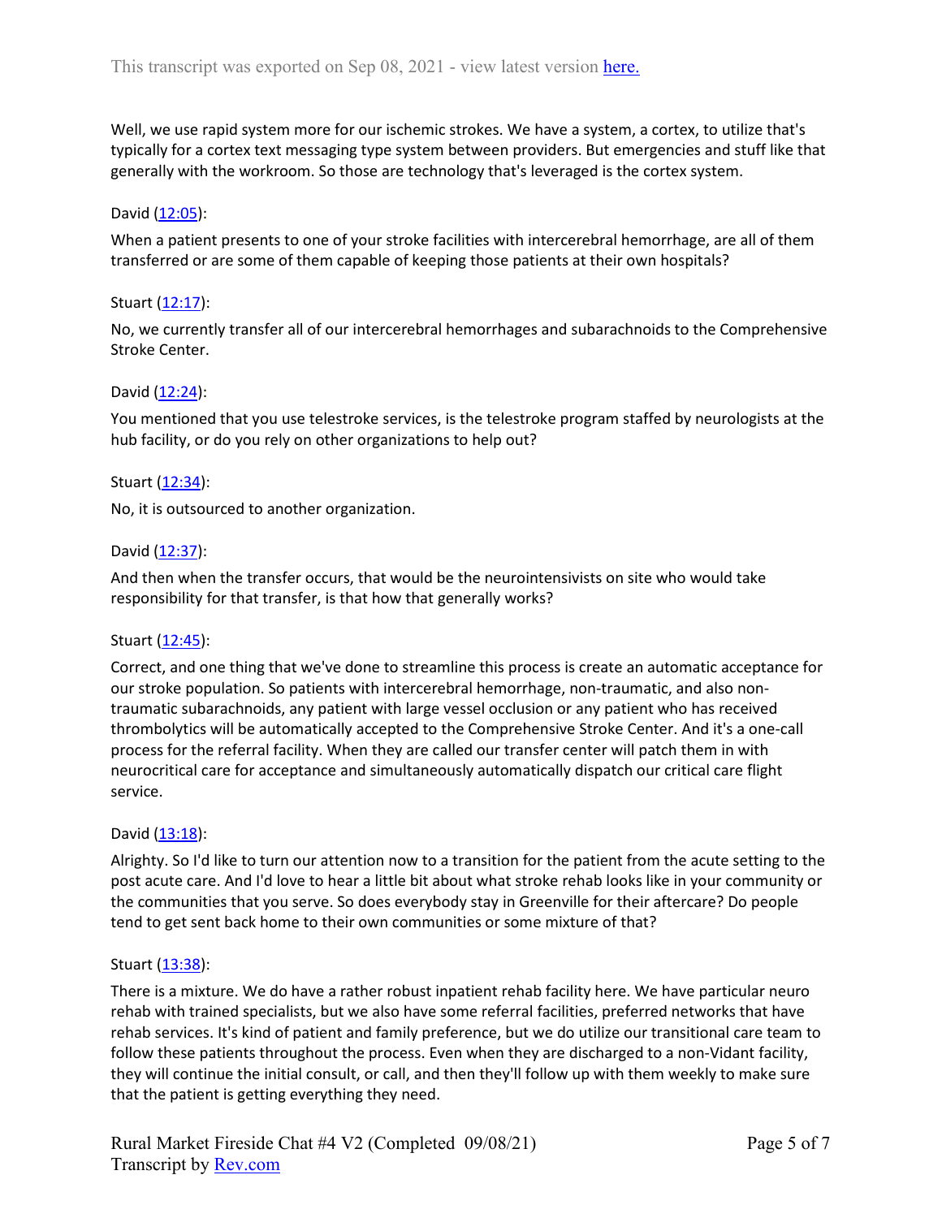Well, we use rapid system more for our ischemic strokes. We have a system, a cortex, to utilize that's typically for a cortex text messaging type system between providers. But emergencies and stuff like that generally with the workroom. So those are technology that's leveraged is the cortex system.

David ([12:05](https://www.rev.com)):

When a patient presents to one of your stroke facilities with intercerebral hemorrhage, are all of them transferred or are some of them capable of keeping those patients at their own hospitals?

Stuart ([12:17](https://www.rev.com)):

No, we currently transfer all of our intercerebral hemorrhages and subarachnoids to the Comprehensive Stroke Center.

David ([12:24](https://www.rev.com)):

You mentioned that you use telestroke services, is the telestroke program staffed by neurologists at the hub facility, or do you rely on other organizations to help out?

Stuart ([12:34](https://www.rev.com)):

No, it is outsourced to another organization.

David ([12:37](https://www.rev.com)):

And then when the transfer occurs, that would be the neurointensivists on site who would take responsibility for that transfer, is that how that generally works?

Stuart ([12:45](https://www.rev.com)):

Correct, and one thing that we've done to streamline this process is create an automatic acceptance for our stroke population. So patients with intercerebral hemorrhage, non-traumatic, and also non-traumatic subarachnoids, any patient with large vessel occlusion or any patient who has received thrombolytics will be automatically accepted to the Comprehensive Stroke Center. And it's a one-call process for the referral facility. When they are called our transfer center will patch them in with neurocritical care for acceptance and simultaneously automatically dispatch our critical care flight service.

David ([13:18](https://www.rev.com)):

Alrighty. So I'd like to turn our attention now to a transition for the patient from the acute setting to the post acute care. And I'd love to hear a little bit about what stroke rehab looks like in your community or the communities that you serve. So does everybody stay in Greenville for their aftercare? Do people tend to get sent back home to their own communities or some mixture of that?

Stuart ([13:38](https://www.rev.com)):

There is a mixture. We do have a rather robust inpatient rehab facility here. We have particular neuro rehab with trained specialists, but we also have some referral facilities, preferred networks that have rehab services. It's kind of patient and family preference, but we do utilize our transitional care team to follow these patients throughout the process. Even when they are discharged to a non-Vidant facility, they will continue the initial consult, or call, and then they'll follow up with them weekly to make sure that the patient is getting everything they need.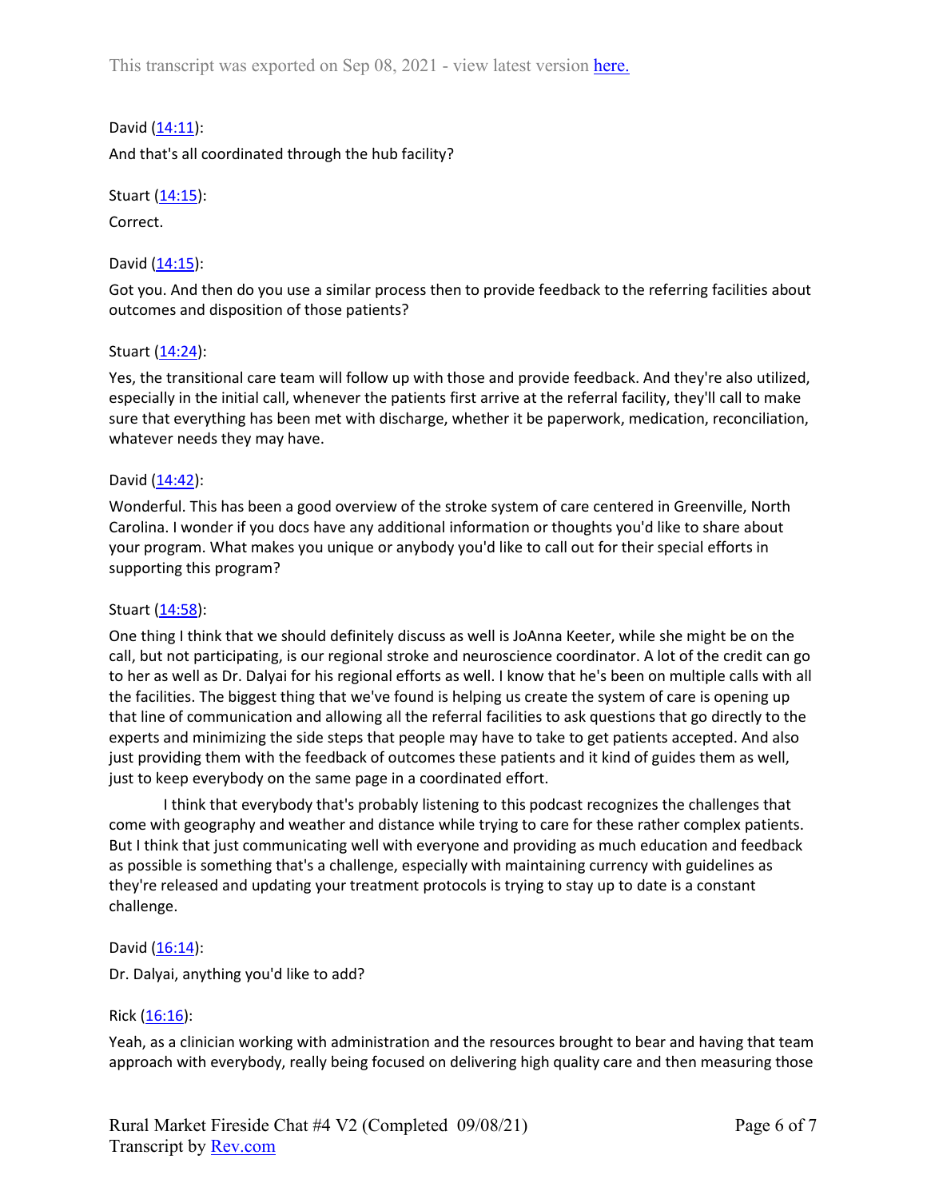David ([14:11](#)):

And that's all coordinated through the hub facility?

Stuart ([14:15](#)):

Correct.

David ([14:15](#)):

Got you. And then do you use a similar process then to provide feedback to the referring facilities about outcomes and disposition of those patients?

Stuart ([14:24](#)):

Yes, the transitional care team will follow up with those and provide feedback. And they're also utilized, especially in the initial call, whenever the patients first arrive at the referral facility, they'll call to make sure that everything has been met with discharge, whether it be paperwork, medication, reconciliation, whatever needs they may have.

David ([14:42](#)):

Wonderful. This has been a good overview of the stroke system of care centered in Greenville, North Carolina. I wonder if you docs have any additional information or thoughts you'd like to share about your program. What makes you unique or anybody you'd like to call out for their special efforts in supporting this program?

Stuart ([14:58](#)):

One thing I think that we should definitely discuss as well is JoAnna Keeter, while she might be on the call, but not participating, is our regional stroke and neuroscience coordinator. A lot of the credit can go to her as well as Dr. Dalyai for his regional efforts as well. I know that he's been on multiple calls with all the facilities. The biggest thing that we've found is helping us create the system of care is opening up that line of communication and allowing all the referral facilities to ask questions that go directly to the experts and minimizing the side steps that people may have to take to get patients accepted. And also just providing them with the feedback of outcomes these patients and it kind of guides them as well, just to keep everybody on the same page in a coordinated effort.

I think that everybody that's probably listening to this podcast recognizes the challenges that come with geography and weather and distance while trying to care for these rather complex patients. But I think that just communicating well with everyone and providing as much education and feedback as possible is something that's a challenge, especially with maintaining currency with guidelines as they're released and updating your treatment protocols is trying to stay up to date is a constant challenge.

David ([16:14](#)):

Dr. Dalyai, anything you'd like to add?

Rick ([16:16](#)):

Yeah, as a clinician working with administration and the resources brought to bear and having that team approach with everybody, really being focused on delivering high quality care and then measuring those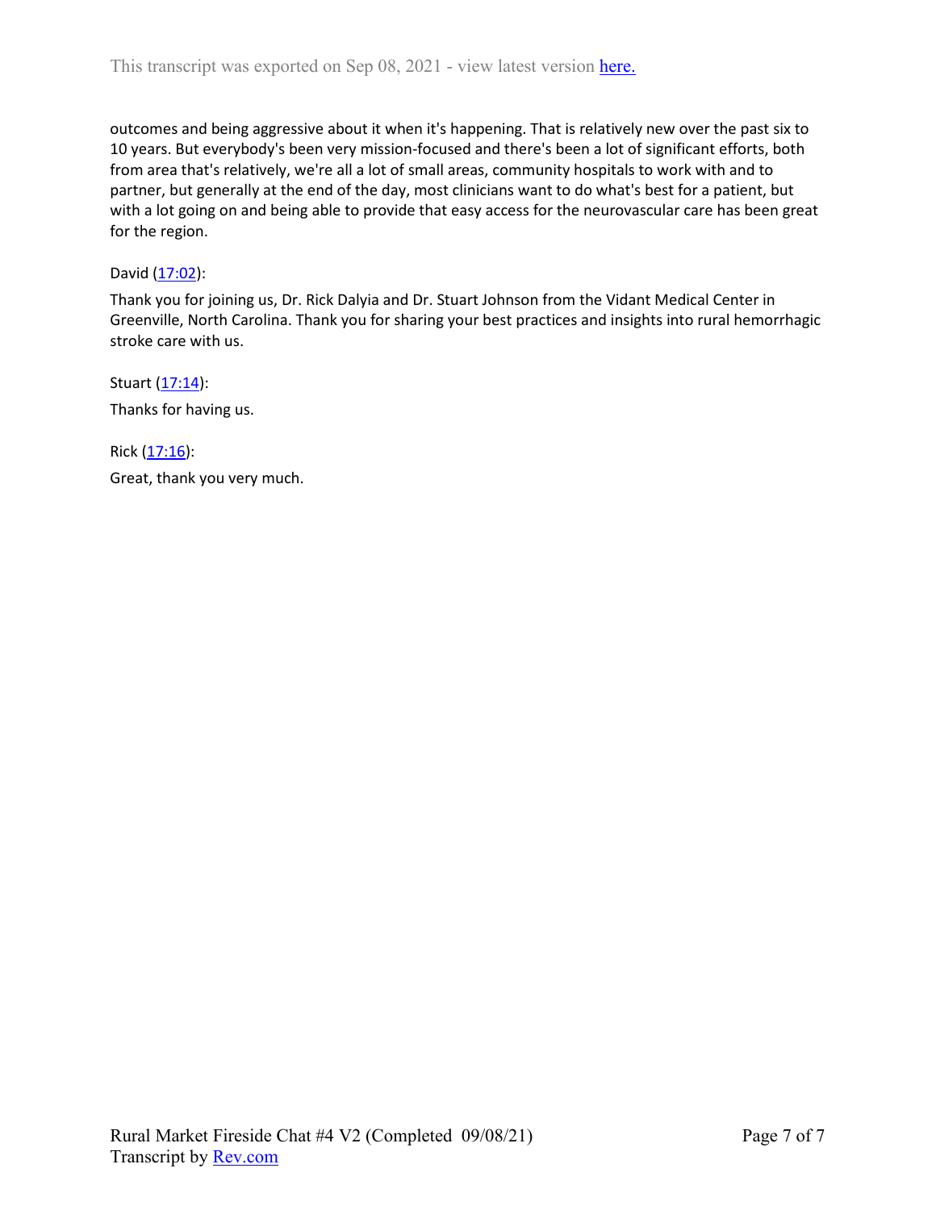outcomes and being aggressive about it when it's happening. That is relatively new over the past six to 10 years. But everybody's been very mission-focused and there's been a lot of significant efforts, both from area that's relatively, we're all a lot of small areas, community hospitals to work with and to partner, but generally at the end of the day, most clinicians want to do what's best for a patient, but with a lot going on and being able to provide that easy access for the neurovascular care has been great for the region.

David (17:02):

Thank you for joining us, Dr. Rick Dalyia and Dr. Stuart Johnson from the Vidant Medical Center in Greenville, North Carolina. Thank you for sharing your best practices and insights into rural hemorrhagic stroke care with us.

Stuart (17:14):

Thanks for having us.

Rick (17:16):

Great, thank you very much.